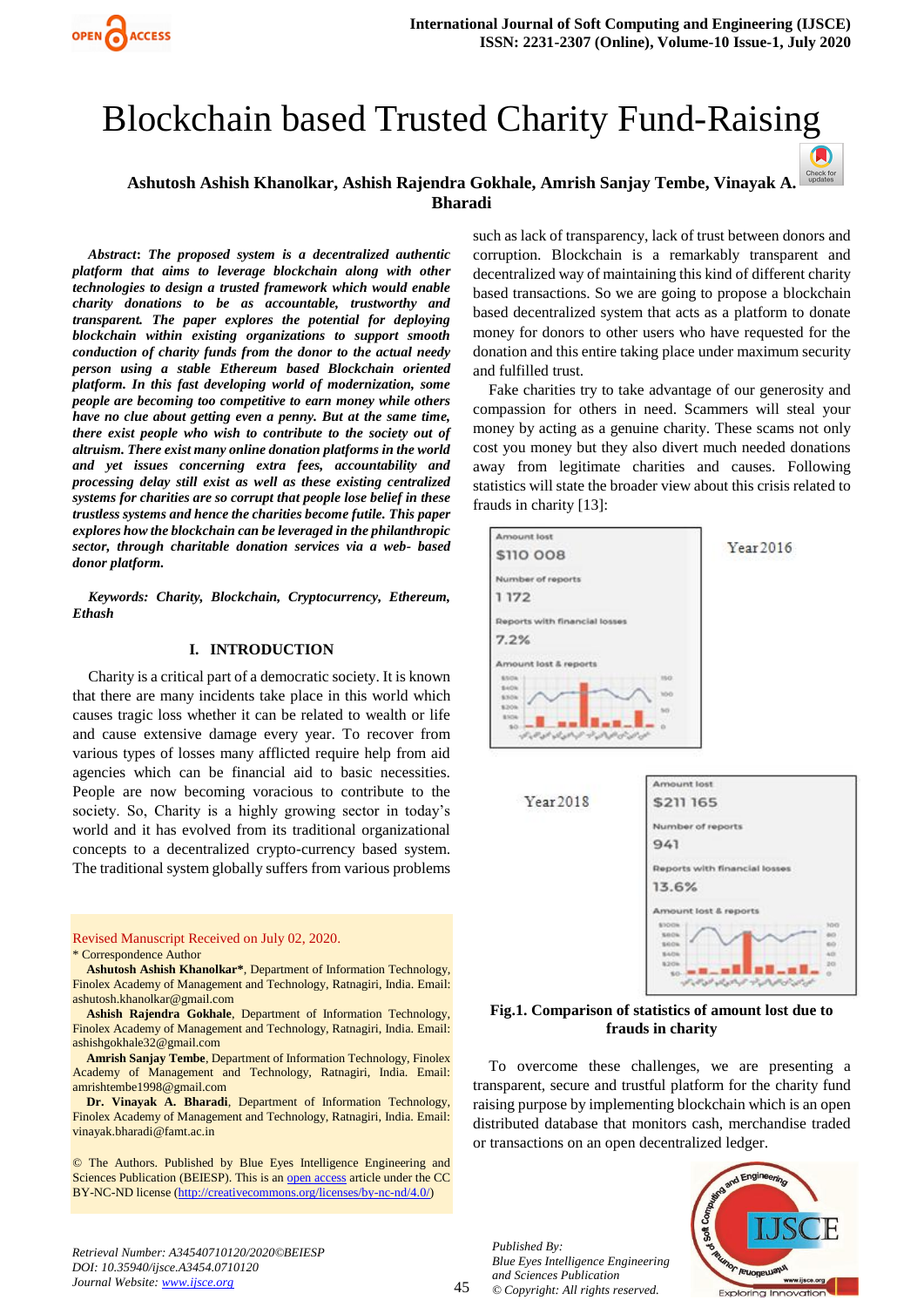# Blockchain based Trusted Charity Fund-Raising

**Ashutosh Ashish Khanolkar, Ashish Rajendra Gokhale, Amrish Sanjay Tembe, Vinayak A. Bharadi**

***Abstract*: *The proposed system is a decentralized authentic platform that aims to leverage blockchain along with other technologies to design a trusted framework which would enable charity donations to be as accountable, trustworthy and transparent. The paper explores the potential for deploying blockchain within existing organizations to support smooth conduction of charity funds from the donor to the actual needy person using a stable Ethereum based Blockchain oriented platform. In this fast developing world of modernization, some people are becoming too competitive to earn money while others have no clue about getting even a penny. But at the same time, there exist people who wish to contribute to the society out of altruism. There exist many online donation platforms in the world and yet issues concerning extra fees, accountability and processing delay still exist as well as these existing centralized systems for charities are so corrupt that people lose belief in these trustless systems and hence the charities become futile. This paper explores how the blockchain can be leveraged in the philanthropic sector, through charitable donation services via a web- based donor platform.***

***Keywords: Charity, Blockchain, Cryptocurrency, Ethereum, Ethash***

## I. INTRODUCTION

Charity is a critical part of a democratic society. It is known that there are many incidents take place in this world which causes tragic loss whether it can be related to wealth or life and cause extensive damage every year. To recover from various types of losses many afflicted require help from aid agencies which can be financial aid to basic necessities. People are now becoming voracious to contribute to the society. So, Charity is a highly growing sector in today's world and it has evolved from its traditional organizational concepts to a decentralized crypto-currency based system. The traditional system globally suffers from various problems such as lack of transparency, lack of trust between donors and corruption. Blockchain is a remarkably transparent and decentralized way of maintaining this kind of different charity based transactions. So we are going to propose a blockchain based decentralized system that acts as a platform to donate money for donors to other users who have requested for the donation and this entire taking place under maximum security and fulfilled trust.

Fake charities try to take advantage of our generosity and compassion for others in need. Scammers will steal your money by acting as a genuine charity. These scams not only cost you money but they also divert much needed donations away from legitimate charities and causes. Following statistics will state the broader view about this crisis related to frauds in charity [13]:

| | Year 2016 | Year 2018 |
|---|---|---|
| Amount lost | $110 008 | $211 165 |
| Number of reports | 1 172 | 941 |
| Reports with financial losses | 7.2% | 13.6% |

**Fig.1. Comparison of statistics of amount lost due to frauds in charity**

To overcome these challenges, we are presenting a transparent, secure and trustful platform for the charity fund raising purpose by implementing blockchain which is an open distributed database that monitors cash, merchandise traded or transactions on an open decentralized ledger.

Revised Manuscript Received on July 02, 2020.

\* Correspondence Author

**Ashutosh Ashish Khanolkar\***, Department of Information Technology, Finolex Academy of Management and Technology, Ratnagiri, India. Email: ashutosh.khanolkar@gmail.com

**Ashish Rajendra Gokhale**, Department of Information Technology, Finolex Academy of Management and Technology, Ratnagiri, India. Email: ashishgokhale32@gmail.com

**Amrish Sanjay Tembe**, Department of Information Technology, Finolex Academy of Management and Technology, Ratnagiri, India. Email: amrishtembe1998@gmail.com

**Dr. Vinayak A. Bharadi**, Department of Information Technology, Finolex Academy of Management and Technology, Ratnagiri, India. Email: vinayak.bharadi@famt.ac.in

© The Authors. Published by Blue Eyes Intelligence Engineering and Sciences Publication (BEIESP). This is an open access article under the CC BY-NC-ND license (http://creativecommons.org/licenses/by-nc-nd/4.0/)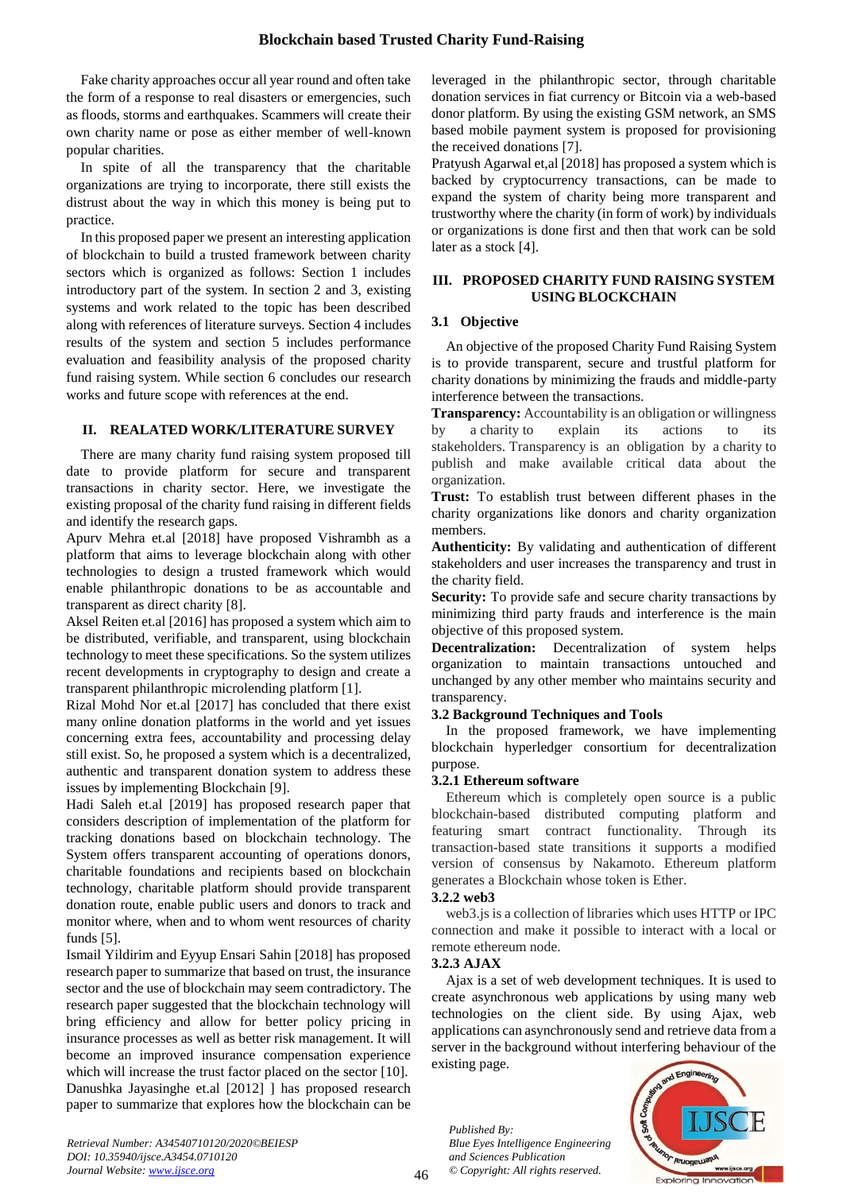Fake charity approaches occur all year round and often take the form of a response to real disasters or emergencies, such as floods, storms and earthquakes. Scammers will create their own charity name or pose as either member of well-known popular charities.

In spite of all the transparency that the charitable organizations are trying to incorporate, there still exists the distrust about the way in which this money is being put to practice.

In this proposed paper we present an interesting application of blockchain to build a trusted framework between charity sectors which is organized as follows: Section 1 includes introductory part of the system. In section 2 and 3, existing systems and work related to the topic has been described along with references of literature surveys. Section 4 includes results of the system and section 5 includes performance evaluation and feasibility analysis of the proposed charity fund raising system. While section 6 concludes our research works and future scope with references at the end.

## II. REALATED WORK/LITERATURE SURVEY

There are many charity fund raising system proposed till date to provide platform for secure and transparent transactions in charity sector. Here, we investigate the existing proposal of the charity fund raising in different fields and identify the research gaps.

Apurv Mehra et.al [2018] have proposed Vishrambh as a platform that aims to leverage blockchain along with other technologies to design a trusted framework which would enable philanthropic donations to be as accountable and transparent as direct charity [8].

Aksel Reiten et.al [2016] has proposed a system which aim to be distributed, verifiable, and transparent, using blockchain technology to meet these specifications. So the system utilizes recent developments in cryptography to design and create a transparent philanthropic microlending platform [1].

Rizal Mohd Nor et.al [2017] has concluded that there exist many online donation platforms in the world and yet issues concerning extra fees, accountability and processing delay still exist. So, he proposed a system which is a decentralized, authentic and transparent donation system to address these issues by implementing Blockchain [9].

Hadi Saleh et.al [2019] has proposed research paper that considers description of implementation of the platform for tracking donations based on blockchain technology. The System offers transparent accounting of operations donors, charitable foundations and recipients based on blockchain technology, charitable platform should provide transparent donation route, enable public users and donors to track and monitor where, when and to whom went resources of charity funds [5].

Ismail Yildirim and Eyyup Ensari Sahin [2018] has proposed research paper to summarize that based on trust, the insurance sector and the use of blockchain may seem contradictory. The research paper suggested that the blockchain technology will bring efficiency and allow for better policy pricing in insurance processes as well as better risk management. It will become an improved insurance compensation experience which will increase the trust factor placed on the sector [10].

Danushka Jayasinghe et.al [2012] ] has proposed research paper to summarize that explores how the blockchain can be leveraged in the philanthropic sector, through charitable donation services in fiat currency or Bitcoin via a web-based donor platform. By using the existing GSM network, an SMS based mobile payment system is proposed for provisioning the received donations [7].

Pratyush Agarwal et,al [2018] has proposed a system which is backed by cryptocurrency transactions, can be made to expand the system of charity being more transparent and trustworthy where the charity (in form of work) by individuals or organizations is done first and then that work can be sold later as a stock [4].

## III. PROPOSED CHARITY FUND RAISING SYSTEM USING BLOCKCHAIN

### 3.1 Objective

An objective of the proposed Charity Fund Raising System is to provide transparent, secure and trustful platform for charity donations by minimizing the frauds and middle-party interference between the transactions.

**Transparency:** Accountability is an obligation or willingness by a charity to explain its actions to its stakeholders. Transparency is an obligation by a charity to publish and make available critical data about the organization.

**Trust:** To establish trust between different phases in the charity organizations like donors and charity organization members.

**Authenticity:** By validating and authentication of different stakeholders and user increases the transparency and trust in the charity field.

**Security:** To provide safe and secure charity transactions by minimizing third party frauds and interference is the main objective of this proposed system.

**Decentralization:** Decentralization of system helps organization to maintain transactions untouched and unchanged by any other member who maintains security and transparency.

### 3.2 Background Techniques and Tools

In the proposed framework, we have implementing blockchain hyperledger consortium for decentralization purpose.

#### 3.2.1 Ethereum software

Ethereum which is completely open source is a public blockchain-based distributed computing platform and featuring smart contract functionality. Through its transaction-based state transitions it supports a modified version of consensus by Nakamoto. Ethereum platform generates a Blockchain whose token is Ether.

#### 3.2.2 web3

web3.js is a collection of libraries which uses HTTP or IPC connection and make it possible to interact with a local or remote ethereum node.

#### 3.2.3 AJAX

Ajax is a set of web development techniques. It is used to create asynchronous web applications by using many web technologies on the client side. By using Ajax, web applications can asynchronously send and retrieve data from a server in the background without interfering behaviour of the existing page.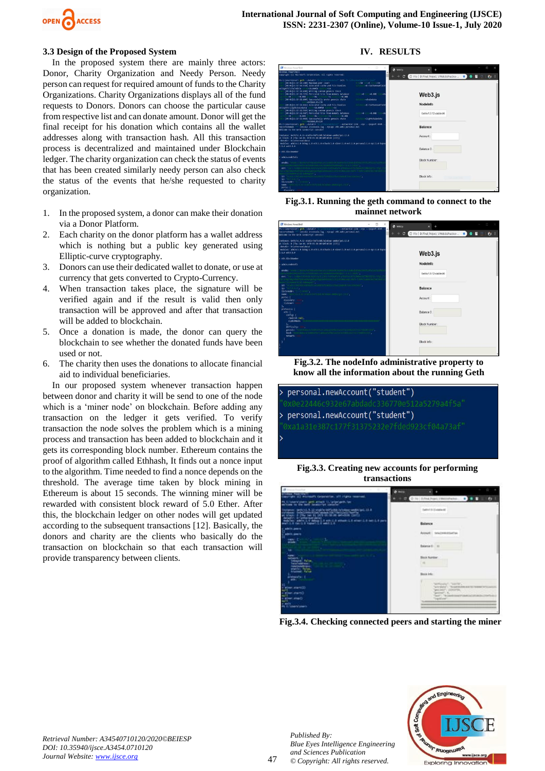### 3.3 Design of the Proposed System

In the proposed system there are mainly three actors: Donor, Charity Organization and Needy Person. Needy person can request for required amount of funds to the Charity Organizations. Charity Organizations displays all of the fund requests to Donors. Donors can choose the particular cause from respective list and can donate amount. Donor will get the final receipt for his donation which contains all the wallet addresses along with transaction hash. All this transaction process is decentralized and maintained under Blockchain ledger. The charity organization can check the status of events that has been created similarly needy person can also check the status of the events that he/she requested to charity organization.

1. In the proposed system, a donor can make their donation via a Donor Platform.
2. Each charity on the donor platform has a wallet address which is nothing but a public key generated using Elliptic-curve cryptography.
3. Donors can use their dedicated wallet to donate, or use at currency that gets converted to Crypto-Currency.
4. When transaction takes place, the signature will be verified again and if the result is valid then only transaction will be approved and after that transaction will be added to blockchain.
5. Once a donation is made, the donor can query the blockchain to see whether the donated funds have been used or not.
6. The charity then uses the donations to allocate financial aid to individual beneficiaries.

In our proposed system whenever transaction happen between donor and charity it will be send to one of the node which is a 'miner node' on blockchain. Before adding any transaction on the ledger it gets verified. To verify transaction the node solves the problem which is a mining process and transaction has been added to blockchain and it gets its corresponding block number. Ethereum contains the proof of algorithm called Ethhash, It finds out a nonce input to the algorithm. Time needed to find a nonce depends on the threshold. The average time taken by block mining in Ethereum is about 15 seconds. The winning miner will be rewarded with consistent block reward of 5.0 Ether. After this, the blockchain ledger on other nodes will get updated according to the subsequent transactions [12]. Basically, the donors and charity are the clients who basically do the transaction on blockchain so that each transaction will provide transparency between clients.

## IV. RESULTS

Fig.3.1. Running the geth command to connect to the mainnet network

Fig.3.2. The nodeInfo administrative property to know all the information about the running Geth

```
> personal.newAccount("student")
"0x0e22446c932e67abdadc336770e512a5279a4f5a"
> personal.newAccount("student")
"0xa1a31e387c177f31375232e7fded923cf04a73af"
>
```

Fig.3.3. Creating new accounts for performing transactions

Fig.3.4. Checking connected peers and starting the miner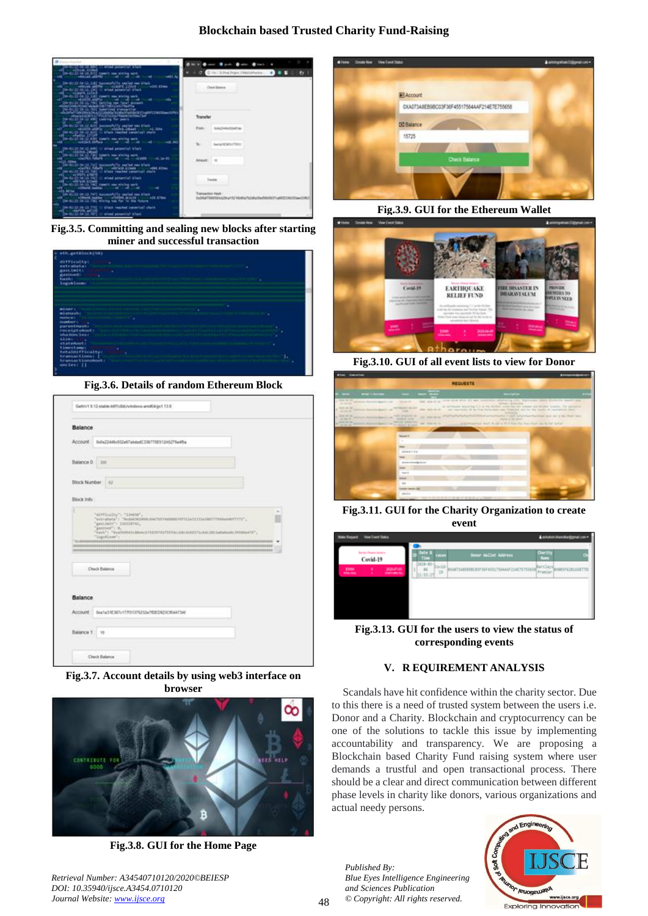Fig.3.5. Committing and sealing new blocks after starting miner and successful transaction

Fig.3.6. Details of random Ethereum Block

Fig.3.7. Account details by using web3 interface on browser

Fig.3.8. GUI for the Home Page

Fig.3.9. GUI for the Ethereum Wallet

Fig.3.10. GUI of all event lists to view for Donor

Fig.3.11. GUI for the Charity Organization to create event

Fig.3.13. GUI for the users to view the status of corresponding events

## V. REQUIREMENT ANALYSIS

Scandals have hit confidence within the charity sector. Due to this there is a need of trusted system between the users i.e. Donor and a Charity. Blockchain and cryptocurrency can be one of the solutions to tackle this issue by implementing accountability and transparency. We are proposing a Blockchain based Charity Fund raising system where user demands a trustful and open transactional process. There should be a clear and direct communication between different phase levels in charity like donors, various organizations and actual needy persons.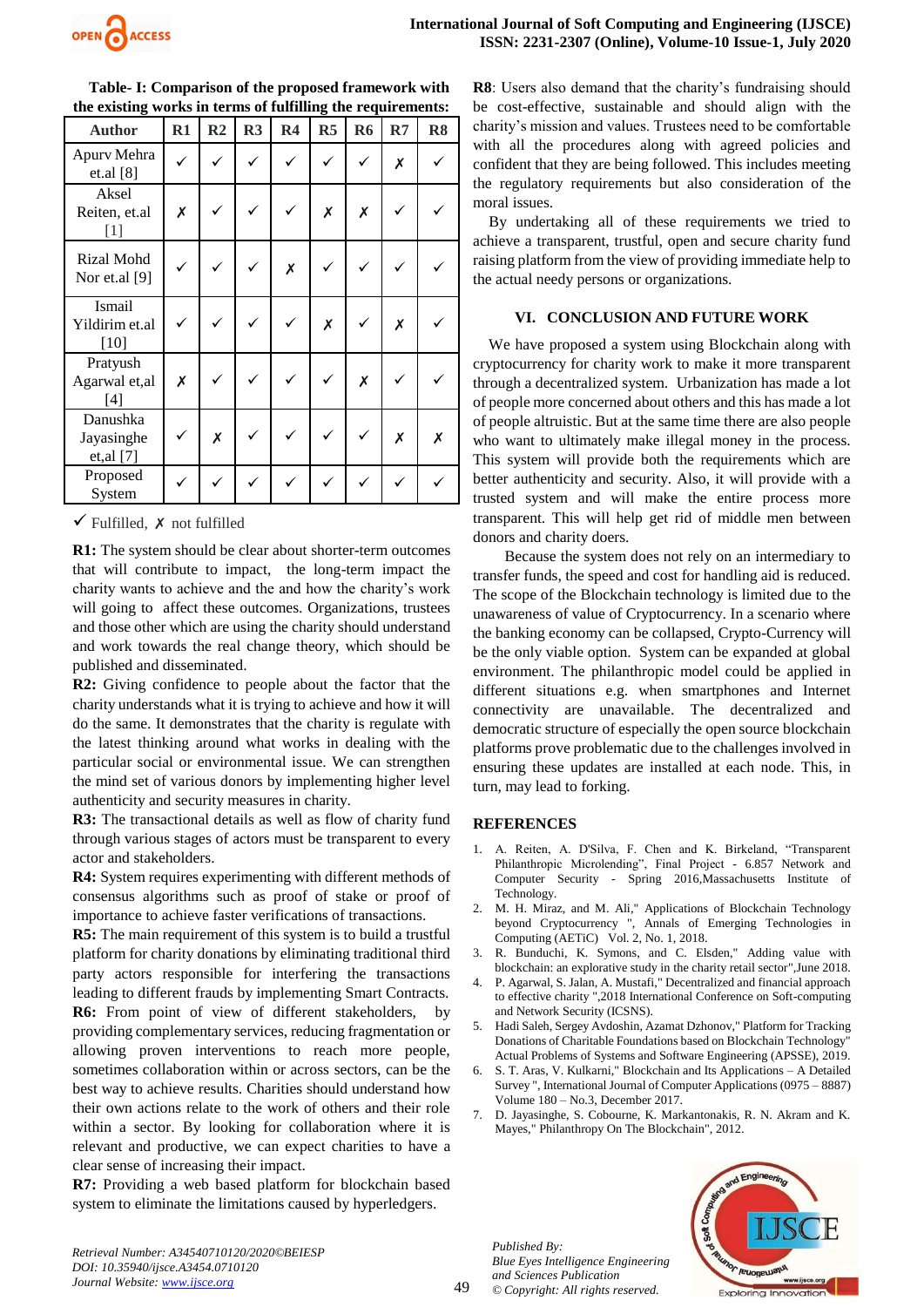**Table- I: Comparison of the proposed framework with the existing works in terms of fulfilling the requirements:**

| Author | R1 | R2 | R3 | R4 | R5 | R6 | R7 | R8 |
|---|---|---|---|---|---|---|---|---|
| Apurv Mehra et.al [8] | ✓ | ✓ | ✓ | ✓ | ✓ | ✓ | ✗ | ✓ |
| Aksel Reiten, et.al [1] | ✗ | ✓ | ✓ | ✓ | ✗ | ✗ | ✓ | ✓ |
| Rizal Mohd Nor et.al [9] | ✓ | ✓ | ✓ | ✗ | ✓ | ✓ | ✓ | ✓ |
| Ismail Yildirim et.al [10] | ✓ | ✓ | ✓ | ✓ | ✗ | ✓ | ✗ | ✓ |
| Pratyush Agarwal et,al [4] | ✗ | ✓ | ✓ | ✓ | ✓ | ✗ | ✓ | ✓ |
| Danushka Jayasinghe et,al [7] | ✓ | ✗ | ✓ | ✓ | ✓ | ✓ | ✗ | ✗ |
| Proposed System | ✓ | ✓ | ✓ | ✓ | ✓ | ✓ | ✓ | ✓ |

✓ Fulfilled, ✗ not fulfilled

**R1:** The system should be clear about shorter-term outcomes that will contribute to impact, the long-term impact the charity wants to achieve and the and how the charity's work will going to affect these outcomes. Organizations, trustees and those other which are using the charity should understand and work towards the real change theory, which should be published and disseminated.

**R2:** Giving confidence to people about the factor that the charity understands what it is trying to achieve and how it will do the same. It demonstrates that the charity is regulate with the latest thinking around what works in dealing with the particular social or environmental issue. We can strengthen the mind set of various donors by implementing higher level authenticity and security measures in charity.

**R3:** The transactional details as well as flow of charity fund through various stages of actors must be transparent to every actor and stakeholders.

**R4:** System requires experimenting with different methods of consensus algorithms such as proof of stake or proof of importance to achieve faster verifications of transactions.

**R5:** The main requirement of this system is to build a trustful platform for charity donations by eliminating traditional third party actors responsible for interfering the transactions leading to different frauds by implementing Smart Contracts.

**R6:** From point of view of different stakeholders, by providing complementary services, reducing fragmentation or allowing proven interventions to reach more people, sometimes collaboration within or across sectors, can be the best way to achieve results. Charities should understand how their own actions relate to the work of others and their role within a sector. By looking for collaboration where it is relevant and productive, we can expect charities to have a clear sense of increasing their impact.

**R7:** Providing a web based platform for blockchain based system to eliminate the limitations caused by hyperledgers.

**R8**: Users also demand that the charity's fundraising should be cost-effective, sustainable and should align with the charity's mission and values. Trustees need to be comfortable with all the procedures along with agreed policies and confident that they are being followed. This includes meeting the regulatory requirements but also consideration of the moral issues.

By undertaking all of these requirements we tried to achieve a transparent, trustful, open and secure charity fund raising platform from the view of providing immediate help to the actual needy persons or organizations.

## VI. CONCLUSION AND FUTURE WORK

We have proposed a system using Blockchain along with cryptocurrency for charity work to make it more transparent through a decentralized system. Urbanization has made a lot of people more concerned about others and this has made a lot of people altruistic. But at the same time there are also people who want to ultimately make illegal money in the process. This system will provide both the requirements which are better authenticity and security. Also, it will provide with a trusted system and will make the entire process more transparent. This will help get rid of middle men between donors and charity doers.

Because the system does not rely on an intermediary to transfer funds, the speed and cost for handling aid is reduced. The scope of the Blockchain technology is limited due to the unawareness of value of Cryptocurrency. In a scenario where the banking economy can be collapsed, Crypto-Currency will be the only viable option. System can be expanded at global environment. The philanthropic model could be applied in different situations e.g. when smartphones and Internet connectivity are unavailable. The decentralized and democratic structure of especially the open source blockchain platforms prove problematic due to the challenges involved in ensuring these updates are installed at each node. This, in turn, may lead to forking.

## REFERENCES

1. A. Reiten, A. D'Silva, F. Chen and K. Birkeland, "Transparent Philanthropic Microlending", Final Project - 6.857 Network and Computer Security - Spring 2016,Massachusetts Institute of Technology.
2. M. H. Miraz, and M. Ali," Applications of Blockchain Technology beyond Cryptocurrency ", Annals of Emerging Technologies in Computing (AETiC) Vol. 2, No. 1, 2018.
3. R. Bunduchi, K. Symons, and C. Elsden," Adding value with blockchain: an explorative study in the charity retail sector",June 2018.
4. P. Agarwal, S. Jalan, A. Mustafi," Decentralized and financial approach to effective charity ",2018 International Conference on Soft-computing and Network Security (ICSNS).
5. Hadi Saleh, Sergey Avdoshin, Azamat Dzhonov," Platform for Tracking Donations of Charitable Foundations based on Blockchain Technology" Actual Problems of Systems and Software Engineering (APSSE), 2019.
6. S. T. Aras, V. Kulkarni," Blockchain and Its Applications – A Detailed Survey ", International Journal of Computer Applications (0975 – 8887) Volume 180 – No.3, December 2017.
7. D. Jayasinghe, S. Cobourne, K. Markantonakis, R. N. Akram and K. Mayes," Philanthropy On The Blockchain", 2012.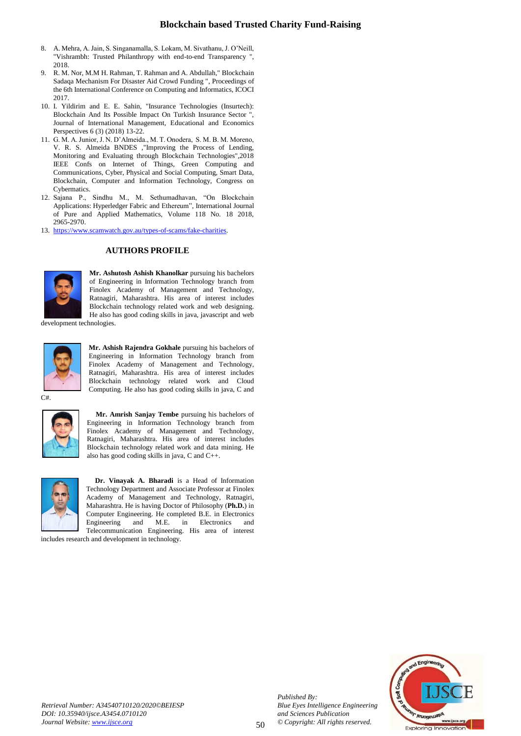8. A. Mehra, A. Jain, S. Singanamalla, S. Lokam, M. Sivathanu, J. O'Neill, "Vishrambh: Trusted Philanthropy with end-to-end Transparency ", 2018.
9. R. M. Nor, M.M H. Rahman, T. Rahman and A. Abdullah," Blockchain Sadaqa Mechanism For Disaster Aid Crowd Funding ", Proceedings of the 6th International Conference on Computing and Informatics, ICOCI 2017.
10. I. Yildirim and E. E. Sahin, "Insurance Technologies (Insurtech): Blockchain And Its Possible Impact On Turkish Insurance Sector ", Journal of International Management, Educational and Economics Perspectives 6 (3) (2018) 13-22.
11. G. M. A. Junior, J. N. D'Almeida., M. T. Onodera, S. M. B. M. Moreno, V. R. S. Almeida BNDES ,"Improving the Process of Lending, Monitoring and Evaluating through Blockchain Technologies",2018 IEEE Confs on Internet of Things, Green Computing and Communications, Cyber, Physical and Social Computing, Smart Data, Blockchain, Computer and Information Technology, Congress on Cybermatics.
12. Sajana P., Sindhu M., M. Sethumadhavan, "On Blockchain Applications: Hyperledger Fabric and Ethereum", International Journal of Pure and Applied Mathematics, Volume 118 No. 18 2018, 2965-2970.
13. https://www.scamwatch.gov.au/types-of-scams/fake-charities.

## AUTHORS PROFILE

**Mr. Ashutosh Ashish Khanolkar** pursuing his bachelors of Engineering in Information Technology branch from Finolex Academy of Management and Technology, Ratnagiri, Maharashtra. His area of interest includes Blockchain technology related work and web designing. He also has good coding skills in java, javascript and web development technologies.

**Mr. Ashish Rajendra Gokhale** pursuing his bachelors of Engineering in Information Technology branch from Finolex Academy of Management and Technology, Ratnagiri, Maharashtra. His area of interest includes Blockchain technology related work and Cloud Computing. He also has good coding skills in java, C and C#.

**Mr. Amrish Sanjay Tembe** pursuing his bachelors of Engineering in Information Technology branch from Finolex Academy of Management and Technology, Ratnagiri, Maharashtra. His area of interest includes Blockchain technology related work and data mining. He also has good coding skills in java, C and C++.

**Dr. Vinayak A. Bharadi** is a Head of Information Technology Department and Associate Professor at Finolex Academy of Management and Technology, Ratnagiri, Maharashtra. He is having Doctor of Philosophy (**Ph.D.**) in Computer Engineering. He completed B.E. in Electronics Engineering and M.E. in Electronics and Telecommunication Engineering. His area of interest includes research and development in technology.